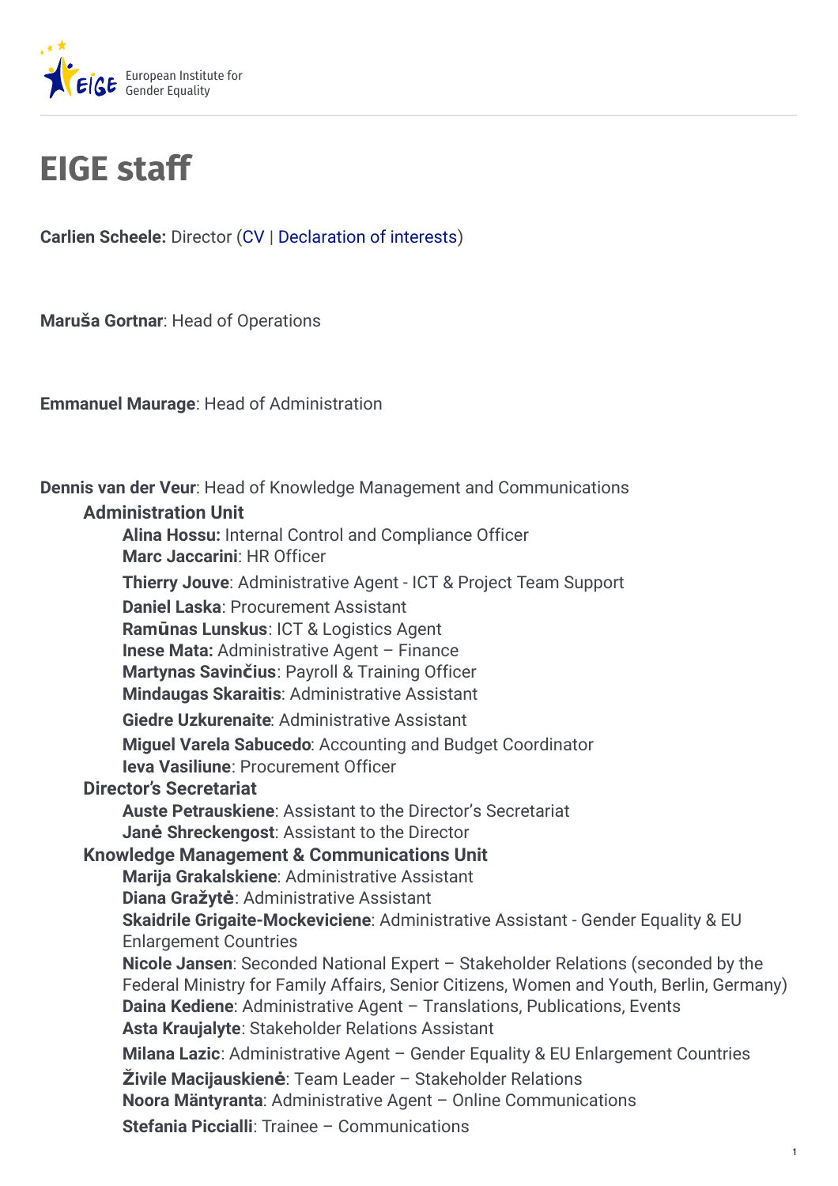# EIGE staff

**Carlien Scheele:** Director (CV | Declaration of interests)

**Maruša Gortnar**: Head of Operations

**Emmanuel Maurage**: Head of Administration

**Dennis van der Veur**: Head of Knowledge Management and Communications

### Administration Unit

- **Alina Hossu:** Internal Control and Compliance Officer
- **Marc Jaccarini**: HR Officer
- **Thierry Jouve**: Administrative Agent - ICT & Project Team Support
- **Daniel Laska**: Procurement Assistant
- **Ramūnas Lunskus**: ICT & Logistics Agent
- **Inese Mata:** Administrative Agent – Finance
- **Martynas Savinčius**: Payroll & Training Officer
- **Mindaugas Skaraitis**: Administrative Assistant
- **Giedre Uzkurenaite**: Administrative Assistant
- **Miguel Varela Sabucedo**: Accounting and Budget Coordinator
- **Ieva Vasiliune**: Procurement Officer

### Director's Secretariat

- **Auste Petrauskiene**: Assistant to the Director's Secretariat
- **Janė Shreckengost**: Assistant to the Director

### Knowledge Management & Communications Unit

- **Marija Grakalskiene**: Administrative Assistant
- **Diana Gražytė**: Administrative Assistant
- **Skaidrile Grigaite-Mockeviciene**: Administrative Assistant - Gender Equality & EU Enlargement Countries
- **Nicole Jansen**: Seconded National Expert – Stakeholder Relations (seconded by the Federal Ministry for Family Affairs, Senior Citizens, Women and Youth, Berlin, Germany)
- **Daina Kediene**: Administrative Agent – Translations, Publications, Events
- **Asta Kraujalyte**: Stakeholder Relations Assistant
- **Milana Lazic**: Administrative Agent – Gender Equality & EU Enlargement Countries
- **Živile Macijauskienė**: Team Leader – Stakeholder Relations
- **Noora Mäntyranta**: Administrative Agent – Online Communications
- **Stefania Piccialli**: Trainee – Communications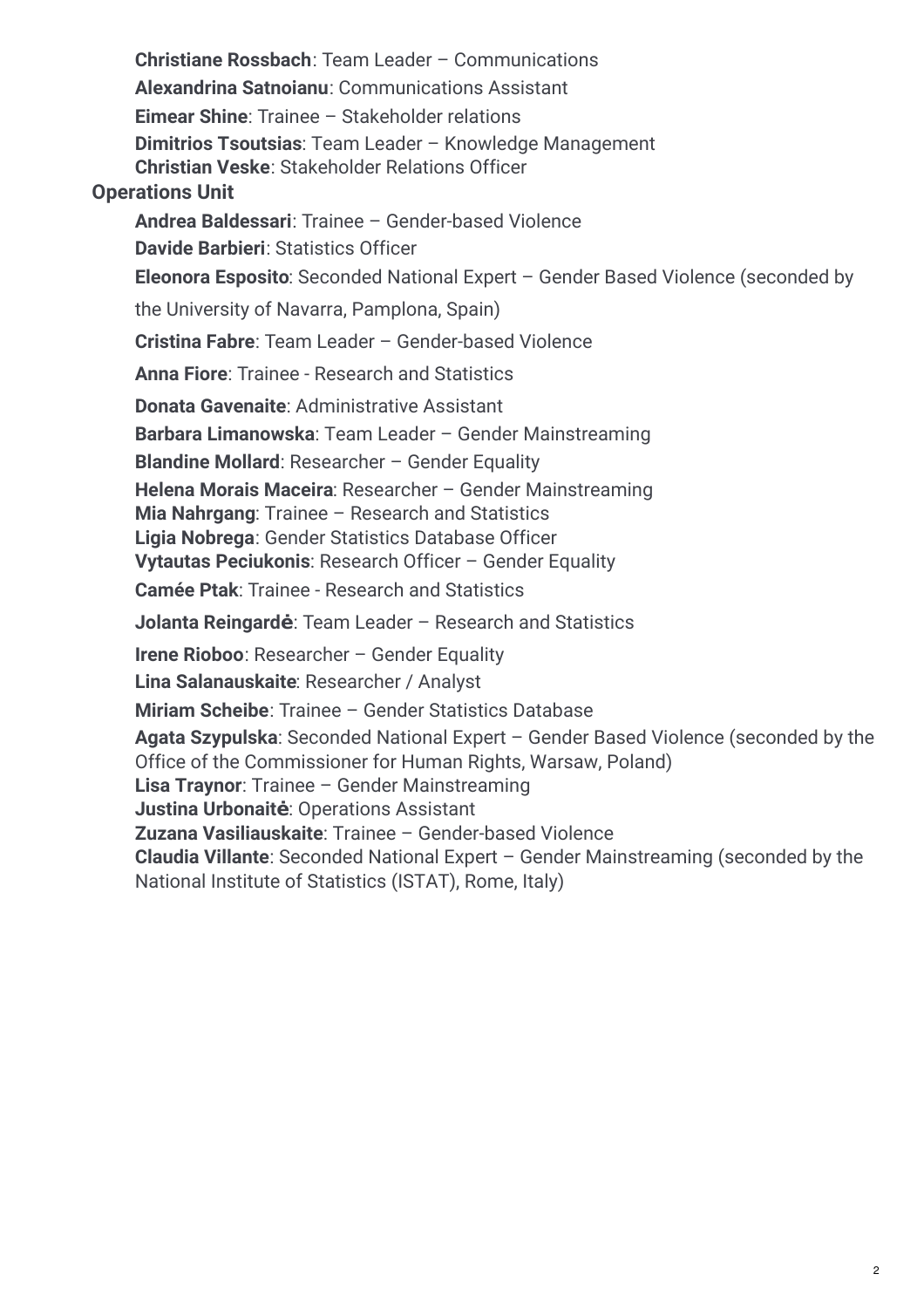**Christiane Rossbach**: Team Leader – Communications

**Alexandrina Satnoianu**: Communications Assistant

**Eimear Shine**: Trainee – Stakeholder relations

**Dimitrios Tsoutsias**: Team Leader – Knowledge Management

**Christian Veske**: Stakeholder Relations Officer

**Operations Unit**

**Andrea Baldessari**: Trainee – Gender-based Violence

**Davide Barbieri**: Statistics Officer

**Eleonora Esposito**: Seconded National Expert – Gender Based Violence (seconded by the University of Navarra, Pamplona, Spain)

**Cristina Fabre**: Team Leader – Gender-based Violence

**Anna Fiore**: Trainee - Research and Statistics

**Donata Gavenaite**: Administrative Assistant

**Barbara Limanowska**: Team Leader – Gender Mainstreaming

**Blandine Mollard**: Researcher – Gender Equality

**Helena Morais Maceira**: Researcher – Gender Mainstreaming

**Mia Nahrgang**: Trainee – Research and Statistics

**Ligia Nobrega**: Gender Statistics Database Officer

**Vytautas Peciukonis**: Research Officer – Gender Equality

**Camée Ptak**: Trainee - Research and Statistics

**Jolanta Reingardė**: Team Leader – Research and Statistics

**Irene Rioboo**: Researcher – Gender Equality

**Lina Salanauskaite**: Researcher / Analyst

**Miriam Scheibe**: Trainee – Gender Statistics Database

**Agata Szypulska**: Seconded National Expert – Gender Based Violence (seconded by the Office of the Commissioner for Human Rights, Warsaw, Poland)

**Lisa Traynor**: Trainee – Gender Mainstreaming

**Justina Urbonaitė**: Operations Assistant

**Zuzana Vasiliauskaite**: Trainee – Gender-based Violence

**Claudia Villante**: Seconded National Expert – Gender Mainstreaming (seconded by the National Institute of Statistics (ISTAT), Rome, Italy)